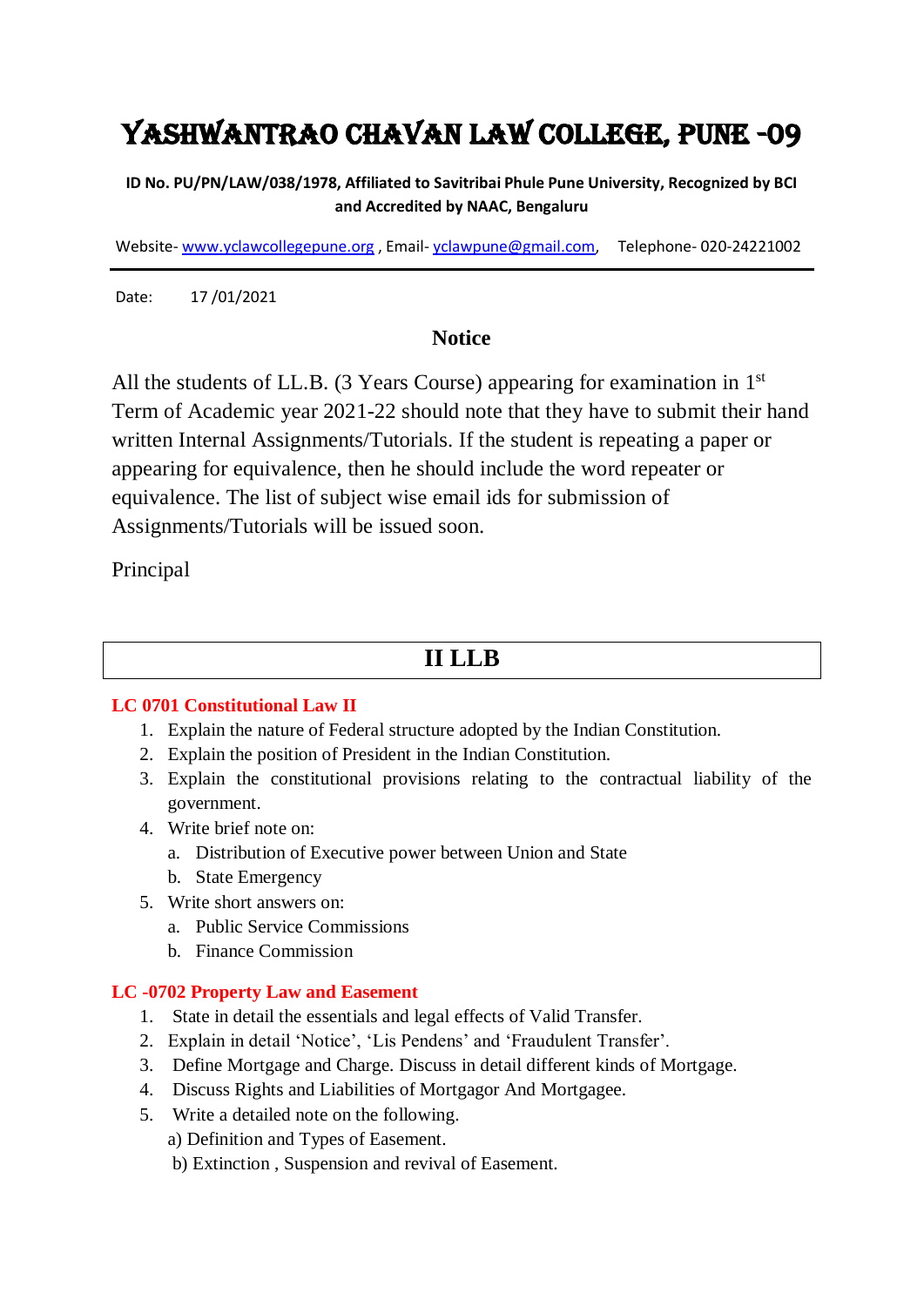# YASHWANTRAO CHAVAN LAW COLLEGE, PUNE -09

**ID No. PU/PN/LAW/038/1978, Affiliated to Savitribai Phule Pune University, Recognized by BCI and Accredited by NAAC, Bengaluru**

Website- www.yclawcollegepune.org , Email- yclawpune@gmail.com, Telephone- 020-24221002

---

Date: 17 /01/2021

## Notice

All the students of LL.B. (3 Years Course) appearing for examination in 1st Term of Academic year 2021-22 should note that they have to submit their hand written Internal Assignments/Tutorials. If the student is repeating a paper or appearing for equivalence, then he should include the word repeater or equivalence. The list of subject wise email ids for submission of Assignments/Tutorials will be issued soon.

Principal

## II LLB

### LC 0701 Constitutional Law II

1. Explain the nature of Federal structure adopted by the Indian Constitution.
2. Explain the position of President in the Indian Constitution.
3. Explain the constitutional provisions relating to the contractual liability of the government.
4. Write brief note on:
   a. Distribution of Executive power between Union and State
   b. State Emergency
5. Write short answers on:
   a. Public Service Commissions
   b. Finance Commission

### LC -0702 Property Law and Easement

1. State in detail the essentials and legal effects of Valid Transfer.
2. Explain in detail 'Notice', 'Lis Pendens' and 'Fraudulent Transfer'.
3. Define Mortgage and Charge. Discuss in detail different kinds of Mortgage.
4. Discuss Rights and Liabilities of Mortgagor And Mortgagee.
5. Write a detailed note on the following.
   a) Definition and Types of Easement.
   b) Extinction , Suspension and revival of Easement.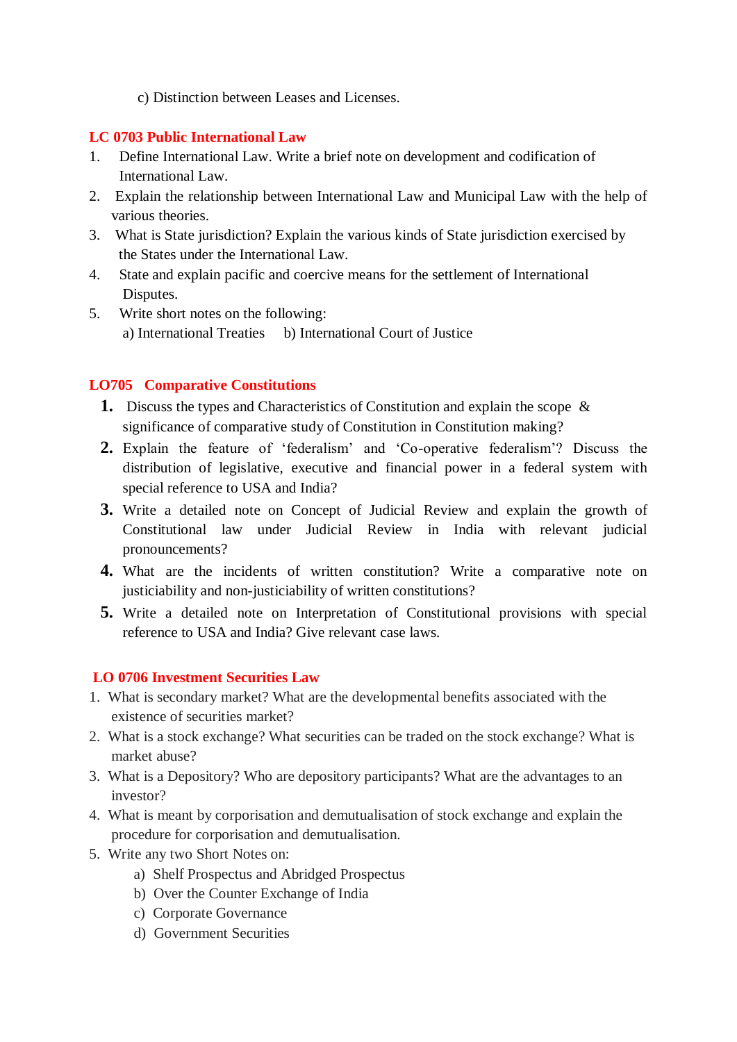c) Distinction between Leases and Licenses.

## LC 0703 Public International Law

1. Define International Law. Write a brief note on development and codification of International Law.
2. Explain the relationship between International Law and Municipal Law with the help of various theories.
3. What is State jurisdiction? Explain the various kinds of State jurisdiction exercised by the States under the International Law.
4. State and explain pacific and coercive means for the settlement of International Disputes.
5. Write short notes on the following:
   a) International Treaties    b) International Court of Justice

## LO705 Comparative Constitutions

1. Discuss the types and Characteristics of Constitution and explain the scope & significance of comparative study of Constitution in Constitution making?
2. Explain the feature of 'federalism' and 'Co-operative federalism'? Discuss the distribution of legislative, executive and financial power in a federal system with special reference to USA and India?
3. Write a detailed note on Concept of Judicial Review and explain the growth of Constitutional law under Judicial Review in India with relevant judicial pronouncements?
4. What are the incidents of written constitution? Write a comparative note on justiciability and non-justiciability of written constitutions?
5. Write a detailed note on Interpretation of Constitutional provisions with special reference to USA and India? Give relevant case laws.

## LO 0706 Investment Securities Law

1. What is secondary market? What are the developmental benefits associated with the existence of securities market?
2. What is a stock exchange? What securities can be traded on the stock exchange? What is market abuse?
3. What is a Depository? Who are depository participants? What are the advantages to an investor?
4. What is meant by corporisation and demutualisation of stock exchange and explain the procedure for corporisation and demutualisation.
5. Write any two Short Notes on:
   a) Shelf Prospectus and Abridged Prospectus
   b) Over the Counter Exchange of India
   c) Corporate Governance
   d) Government Securities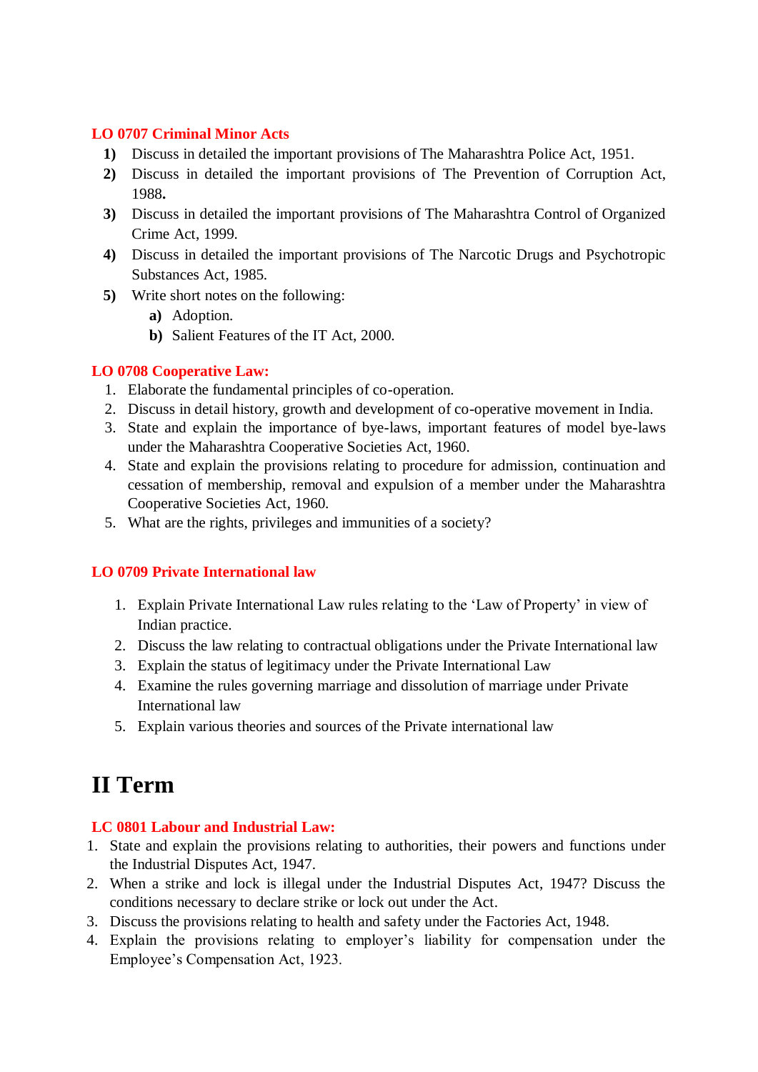### LO 0707 Criminal Minor Acts

1) Discuss in detailed the important provisions of The Maharashtra Police Act, 1951.
2) Discuss in detailed the important provisions of The Prevention of Corruption Act, 1988**.**
3) Discuss in detailed the important provisions of The Maharashtra Control of Organized Crime Act, 1999.
4) Discuss in detailed the important provisions of The Narcotic Drugs and Psychotropic Substances Act, 1985.
5) Write short notes on the following:
   - **a)** Adoption.
   - **b)** Salient Features of the IT Act, 2000.

### LO 0708 Cooperative Law:

1. Elaborate the fundamental principles of co-operation.
2. Discuss in detail history, growth and development of co-operative movement in India.
3. State and explain the importance of bye-laws, important features of model bye-laws under the Maharashtra Cooperative Societies Act, 1960.
4. State and explain the provisions relating to procedure for admission, continuation and cessation of membership, removal and expulsion of a member under the Maharashtra Cooperative Societies Act, 1960.
5. What are the rights, privileges and immunities of a society?

### LO 0709 Private International law

1. Explain Private International Law rules relating to the 'Law of Property' in view of Indian practice.
2. Discuss the law relating to contractual obligations under the Private International law
3. Explain the status of legitimacy under the Private International Law
4. Examine the rules governing marriage and dissolution of marriage under Private International law
5. Explain various theories and sources of the Private international law

# II Term

### LC 0801 Labour and Industrial Law:

1. State and explain the provisions relating to authorities, their powers and functions under the Industrial Disputes Act, 1947.
2. When a strike and lock is illegal under the Industrial Disputes Act, 1947? Discuss the conditions necessary to declare strike or lock out under the Act.
3. Discuss the provisions relating to health and safety under the Factories Act, 1948.
4. Explain the provisions relating to employer's liability for compensation under the Employee's Compensation Act, 1923.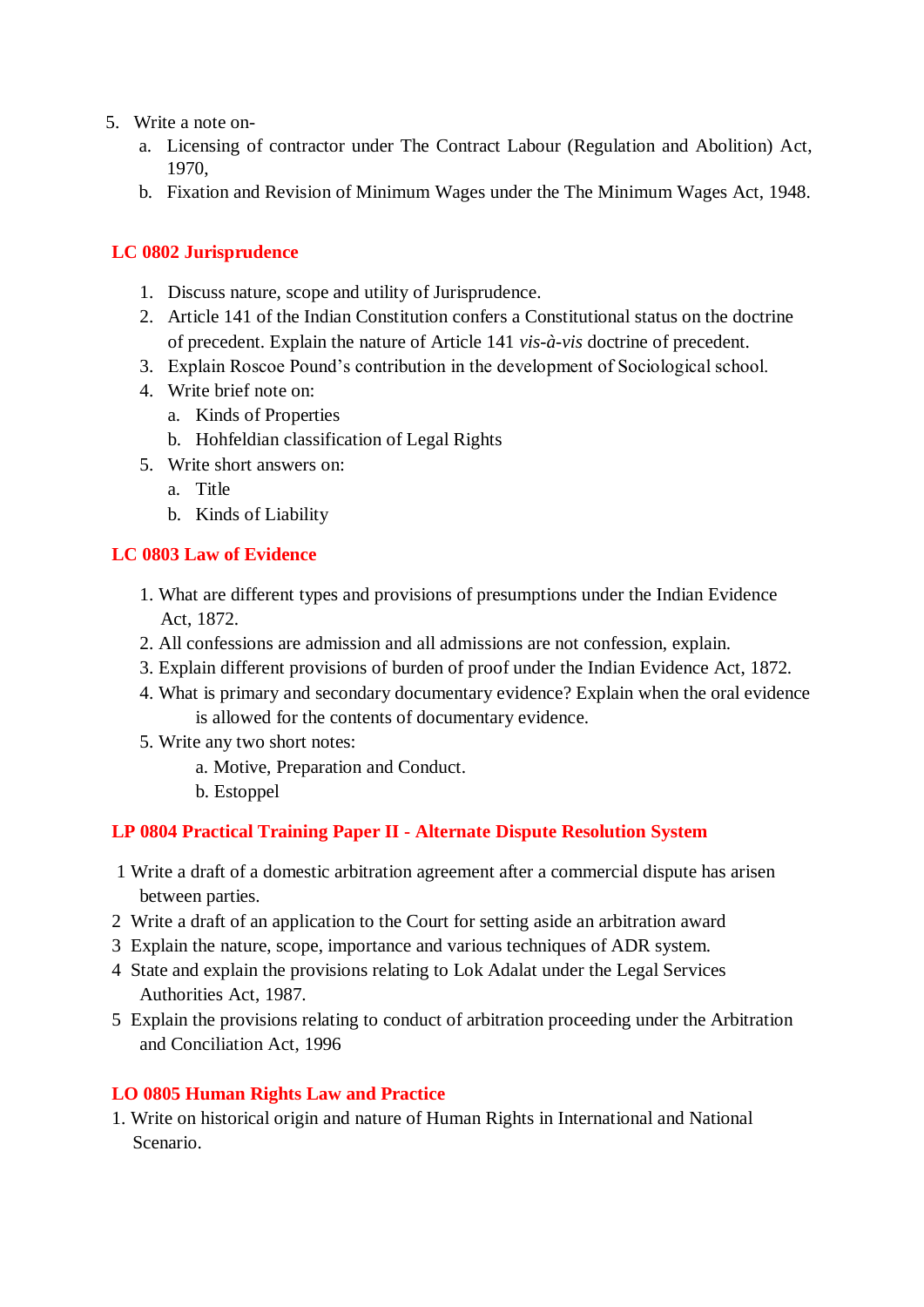5. Write a note on-
   a. Licensing of contractor under The Contract Labour (Regulation and Abolition) Act, 1970,
   b. Fixation and Revision of Minimum Wages under the The Minimum Wages Act, 1948.

## LC 0802 Jurisprudence

1. Discuss nature, scope and utility of Jurisprudence.
2. Article 141 of the Indian Constitution confers a Constitutional status on the doctrine of precedent. Explain the nature of Article 141 *vis-à-vis* doctrine of precedent.
3. Explain Roscoe Pound's contribution in the development of Sociological school.
4. Write brief note on:
   a. Kinds of Properties
   b. Hohfeldian classification of Legal Rights
5. Write short answers on:
   a. Title
   b. Kinds of Liability

## LC 0803 Law of Evidence

1. What are different types and provisions of presumptions under the Indian Evidence Act, 1872.
2. All confessions are admission and all admissions are not confession, explain.
3. Explain different provisions of burden of proof under the Indian Evidence Act, 1872.
4. What is primary and secondary documentary evidence? Explain when the oral evidence is allowed for the contents of documentary evidence.
5. Write any two short notes:
   a. Motive, Preparation and Conduct.
   b. Estoppel

## LP 0804 Practical Training Paper II - Alternate Dispute Resolution System

1 Write a draft of a domestic arbitration agreement after a commercial dispute has arisen between parties.

2 Write a draft of an application to the Court for setting aside an arbitration award

3 Explain the nature, scope, importance and various techniques of ADR system.

4 State and explain the provisions relating to Lok Adalat under the Legal Services Authorities Act, 1987.

5 Explain the provisions relating to conduct of arbitration proceeding under the Arbitration and Conciliation Act, 1996

## LO 0805 Human Rights Law and Practice

1. Write on historical origin and nature of Human Rights in International and National Scenario.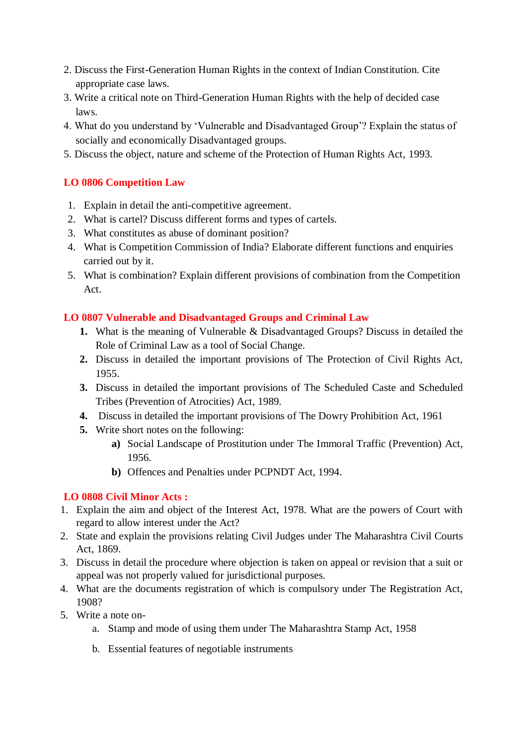2. Discuss the First-Generation Human Rights in the context of Indian Constitution. Cite appropriate case laws.
3. Write a critical note on Third-Generation Human Rights with the help of decided case laws.
4. What do you understand by 'Vulnerable and Disadvantaged Group'? Explain the status of socially and economically Disadvantaged groups.
5. Discuss the object, nature and scheme of the Protection of Human Rights Act, 1993.

## LO 0806 Competition Law

1. Explain in detail the anti-competitive agreement.
2. What is cartel? Discuss different forms and types of cartels.
3. What constitutes as abuse of dominant position?
4. What is Competition Commission of India? Elaborate different functions and enquiries carried out by it.
5. What is combination? Explain different provisions of combination from the Competition Act.

## LO 0807 Vulnerable and Disadvantaged Groups and Criminal Law

1. What is the meaning of Vulnerable & Disadvantaged Groups? Discuss in detailed the Role of Criminal Law as a tool of Social Change.
2. Discuss in detailed the important provisions of The Protection of Civil Rights Act, 1955.
3. Discuss in detailed the important provisions of The Scheduled Caste and Scheduled Tribes (Prevention of Atrocities) Act, 1989.
4. Discuss in detailed the important provisions of The Dowry Prohibition Act, 1961
5. Write short notes on the following:
   a) Social Landscape of Prostitution under The Immoral Traffic (Prevention) Act, 1956.
   b) Offences and Penalties under PCPNDT Act, 1994.

## LO 0808 Civil Minor Acts :

1. Explain the aim and object of the Interest Act, 1978. What are the powers of Court with regard to allow interest under the Act?
2. State and explain the provisions relating Civil Judges under The Maharashtra Civil Courts Act, 1869.
3. Discuss in detail the procedure where objection is taken on appeal or revision that a suit or appeal was not properly valued for jurisdictional purposes.
4. What are the documents registration of which is compulsory under The Registration Act, 1908?
5. Write a note on-
   a. Stamp and mode of using them under The Maharashtra Stamp Act, 1958
   b. Essential features of negotiable instruments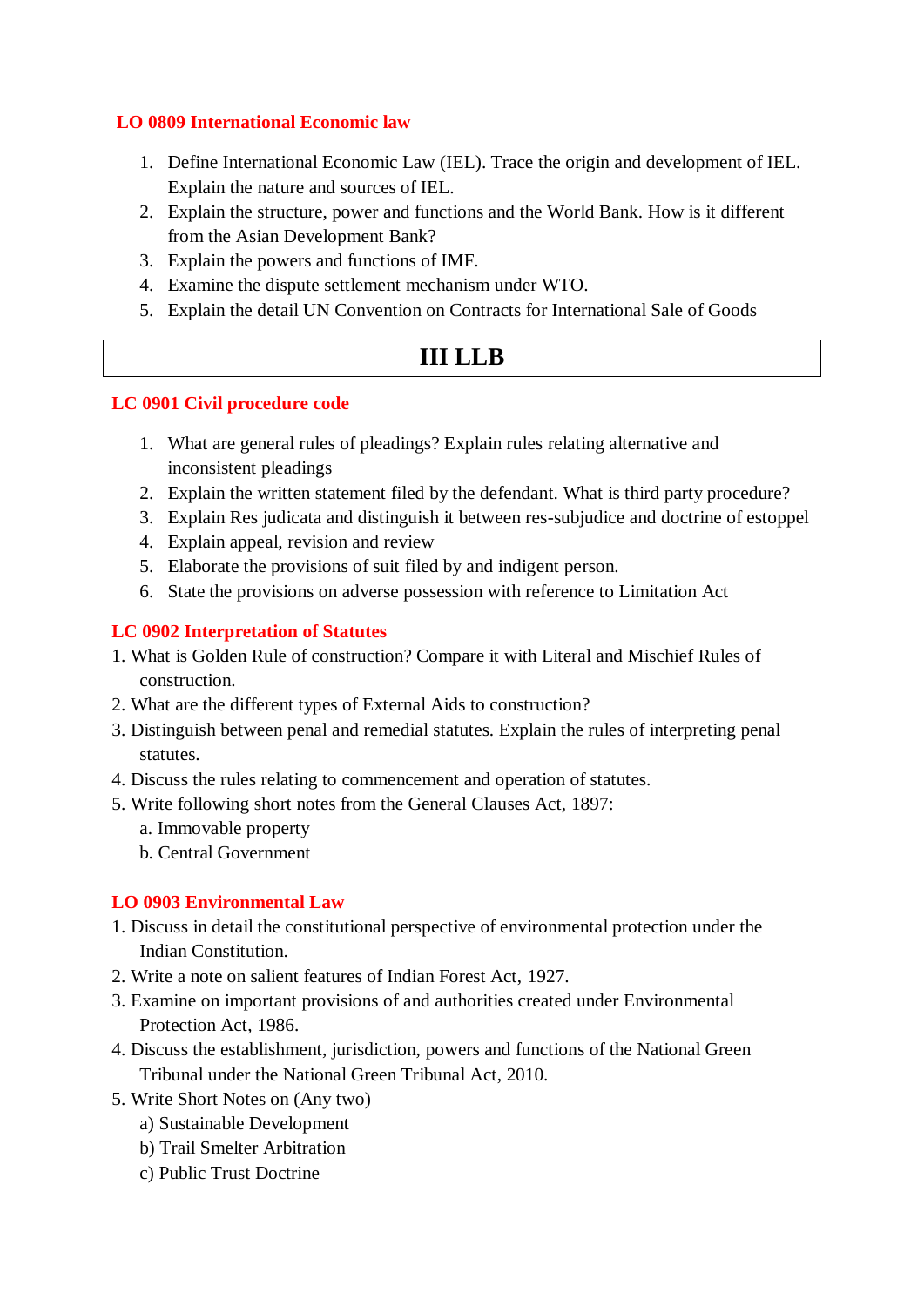### LO 0809 International Economic law

1. Define International Economic Law (IEL). Trace the origin and development of IEL. Explain the nature and sources of IEL.
2. Explain the structure, power and functions and the World Bank. How is it different from the Asian Development Bank?
3. Explain the powers and functions of IMF.
4. Examine the dispute settlement mechanism under WTO.
5. Explain the detail UN Convention on Contracts for International Sale of Goods

## III LLB

### LC 0901 Civil procedure code

1. What are general rules of pleadings? Explain rules relating alternative and inconsistent pleadings
2. Explain the written statement filed by the defendant. What is third party procedure?
3. Explain Res judicata and distinguish it between res-subjudice and doctrine of estoppel
4. Explain appeal, revision and review
5. Elaborate the provisions of suit filed by and indigent person.
6. State the provisions on adverse possession with reference to Limitation Act

### LC 0902 Interpretation of Statutes

1. What is Golden Rule of construction? Compare it with Literal and Mischief Rules of construction.
2. What are the different types of External Aids to construction?
3. Distinguish between penal and remedial statutes. Explain the rules of interpreting penal statutes.
4. Discuss the rules relating to commencement and operation of statutes.
5. Write following short notes from the General Clauses Act, 1897:
   a. Immovable property
   b. Central Government

### LO 0903 Environmental Law

1. Discuss in detail the constitutional perspective of environmental protection under the Indian Constitution.
2. Write a note on salient features of Indian Forest Act, 1927.
3. Examine on important provisions of and authorities created under Environmental Protection Act, 1986.
4. Discuss the establishment, jurisdiction, powers and functions of the National Green Tribunal under the National Green Tribunal Act, 2010.
5. Write Short Notes on (Any two)
   a) Sustainable Development
   b) Trail Smelter Arbitration
   c) Public Trust Doctrine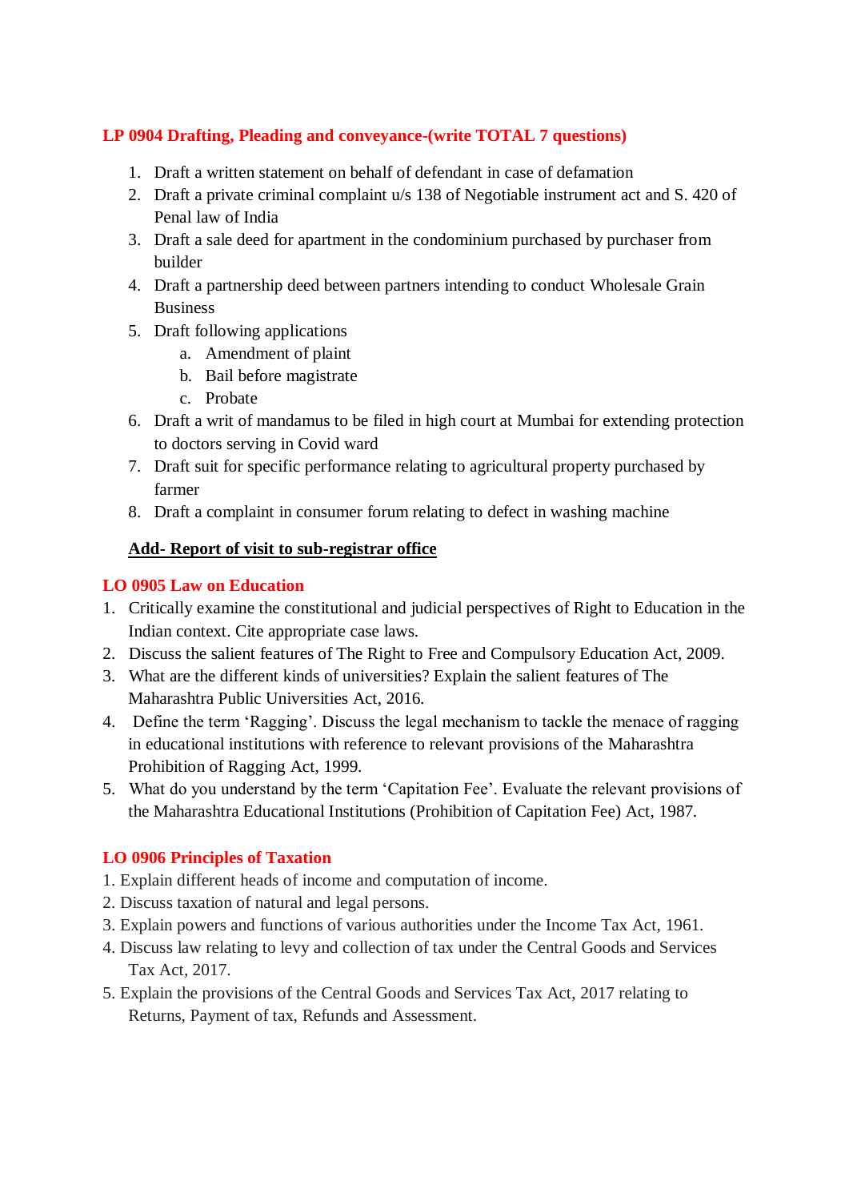## LP 0904 Drafting, Pleading and conveyance-(write TOTAL 7 questions)

1. Draft a written statement on behalf of defendant in case of defamation
2. Draft a private criminal complaint u/s 138 of Negotiable instrument act and S. 420 of Penal law of India
3. Draft a sale deed for apartment in the condominium purchased by purchaser from builder
4. Draft a partnership deed between partners intending to conduct Wholesale Grain Business
5. Draft following applications
    a. Amendment of plaint
    b. Bail before magistrate
    c. Probate
6. Draft a writ of mandamus to be filed in high court at Mumbai for extending protection to doctors serving in Covid ward
7. Draft suit for specific performance relating to agricultural property purchased by farmer
8. Draft a complaint in consumer forum relating to defect in washing machine

**Add- Report of visit to sub-registrar office**

## LO 0905 Law on Education

1. Critically examine the constitutional and judicial perspectives of Right to Education in the Indian context. Cite appropriate case laws.
2. Discuss the salient features of The Right to Free and Compulsory Education Act, 2009.
3. What are the different kinds of universities? Explain the salient features of The Maharashtra Public Universities Act, 2016.
4. Define the term 'Ragging'. Discuss the legal mechanism to tackle the menace of ragging in educational institutions with reference to relevant provisions of the Maharashtra Prohibition of Ragging Act, 1999.
5. What do you understand by the term 'Capitation Fee'. Evaluate the relevant provisions of the Maharashtra Educational Institutions (Prohibition of Capitation Fee) Act, 1987.

## LO 0906 Principles of Taxation

1. Explain different heads of income and computation of income.
2. Discuss taxation of natural and legal persons.
3. Explain powers and functions of various authorities under the Income Tax Act, 1961.
4. Discuss law relating to levy and collection of tax under the Central Goods and Services Tax Act, 2017.
5. Explain the provisions of the Central Goods and Services Tax Act, 2017 relating to Returns, Payment of tax, Refunds and Assessment.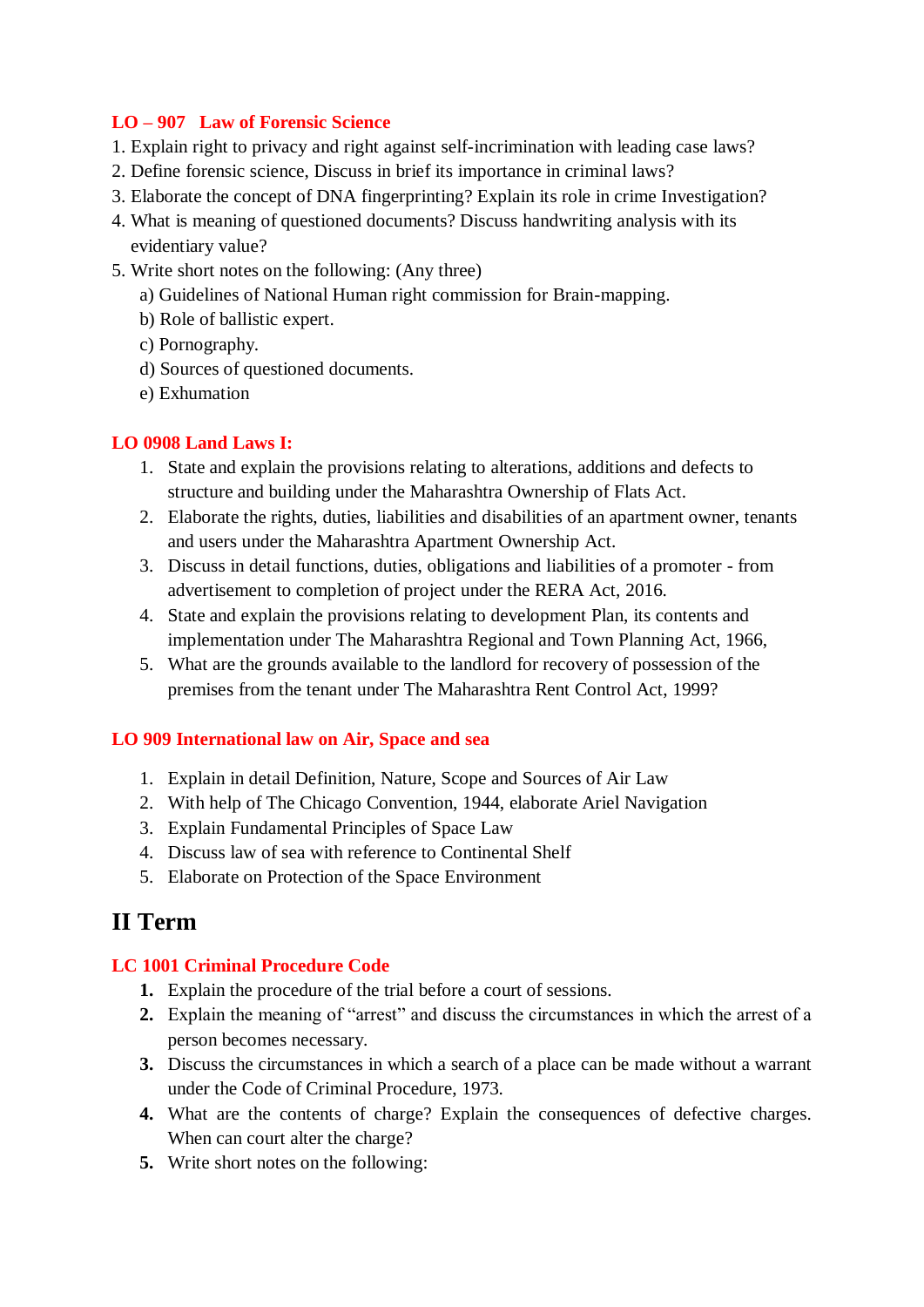### LO – 907 Law of Forensic Science

1. Explain right to privacy and right against self-incrimination with leading case laws?
2. Define forensic science, Discuss in brief its importance in criminal laws?
3. Elaborate the concept of DNA fingerprinting? Explain its role in crime Investigation?
4. What is meaning of questioned documents? Discuss handwriting analysis with its evidentiary value?
5. Write short notes on the following: (Any three)
   a) Guidelines of National Human right commission for Brain-mapping.
   b) Role of ballistic expert.
   c) Pornography.
   d) Sources of questioned documents.
   e) Exhumation

### LO 0908 Land Laws I:

1. State and explain the provisions relating to alterations, additions and defects to structure and building under the Maharashtra Ownership of Flats Act.
2. Elaborate the rights, duties, liabilities and disabilities of an apartment owner, tenants and users under the Maharashtra Apartment Ownership Act.
3. Discuss in detail functions, duties, obligations and liabilities of a promoter - from advertisement to completion of project under the RERA Act, 2016.
4. State and explain the provisions relating to development Plan, its contents and implementation under The Maharashtra Regional and Town Planning Act, 1966,
5. What are the grounds available to the landlord for recovery of possession of the premises from the tenant under The Maharashtra Rent Control Act, 1999?

### LO 909 International law on Air, Space and sea

1. Explain in detail Definition, Nature, Scope and Sources of Air Law
2. With help of The Chicago Convention, 1944, elaborate Ariel Navigation
3. Explain Fundamental Principles of Space Law
4. Discuss law of sea with reference to Continental Shelf
5. Elaborate on Protection of the Space Environment

## II Term

### LC 1001 Criminal Procedure Code

1. **Explain the procedure of the trial before a court of sessions.**
2. Explain the meaning of "arrest" and discuss the circumstances in which the arrest of a person becomes necessary.
3. Discuss the circumstances in which a search of a place can be made without a warrant under the Code of Criminal Procedure, 1973.
4. What are the contents of charge? Explain the consequences of defective charges. When can court alter the charge?
5. Write short notes on the following: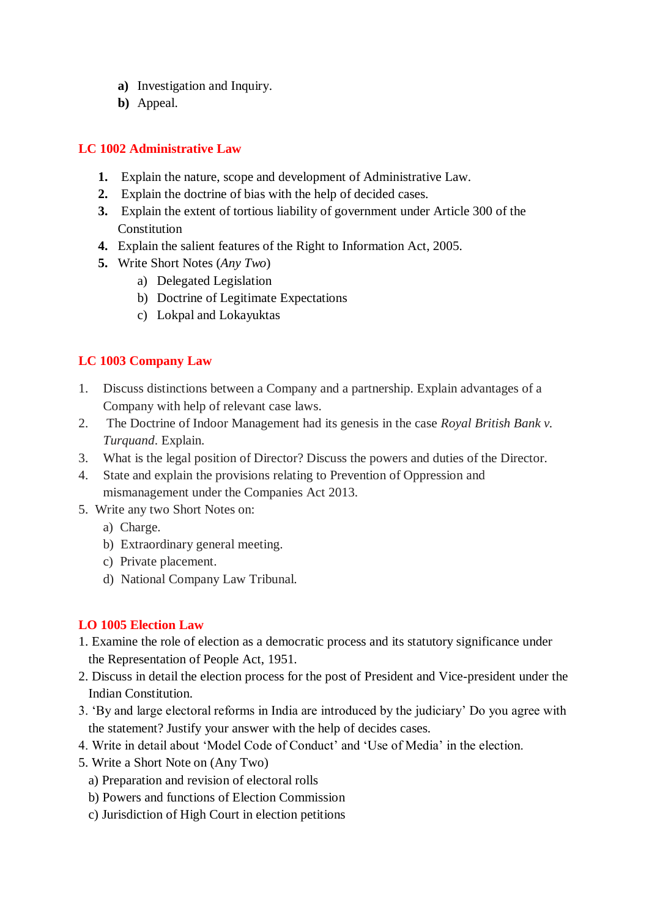**a)** Investigation and Inquiry.
**b)** Appeal.

## LC 1002 Administrative Law

1. Explain the nature, scope and development of Administrative Law.
2. Explain the doctrine of bias with the help of decided cases.
3. Explain the extent of tortious liability of government under Article 300 of the Constitution
4. Explain the salient features of the Right to Information Act, 2005.
5. Write Short Notes (*Any Two*)
   a) Delegated Legislation
   b) Doctrine of Legitimate Expectations
   c) Lokpal and Lokayuktas

## LC 1003 Company Law

1. Discuss distinctions between a Company and a partnership. Explain advantages of a Company with help of relevant case laws.
2. The Doctrine of Indoor Management had its genesis in the case *Royal British Bank v. Turquand*. Explain.
3. What is the legal position of Director? Discuss the powers and duties of the Director.
4. State and explain the provisions relating to Prevention of Oppression and mismanagement under the Companies Act 2013.
5. Write any two Short Notes on:
   a) Charge.
   b) Extraordinary general meeting.
   c) Private placement.
   d) National Company Law Tribunal.

## LO 1005 Election Law

1. Examine the role of election as a democratic process and its statutory significance under the Representation of People Act, 1951.
2. Discuss in detail the election process for the post of President and Vice-president under the Indian Constitution.
3. 'By and large electoral reforms in India are introduced by the judiciary' Do you agree with the statement? Justify your answer with the help of decides cases.
4. Write in detail about 'Model Code of Conduct' and 'Use of Media' in the election.
5. Write a Short Note on (Any Two)
   a) Preparation and revision of electoral rolls
   b) Powers and functions of Election Commission
   c) Jurisdiction of High Court in election petitions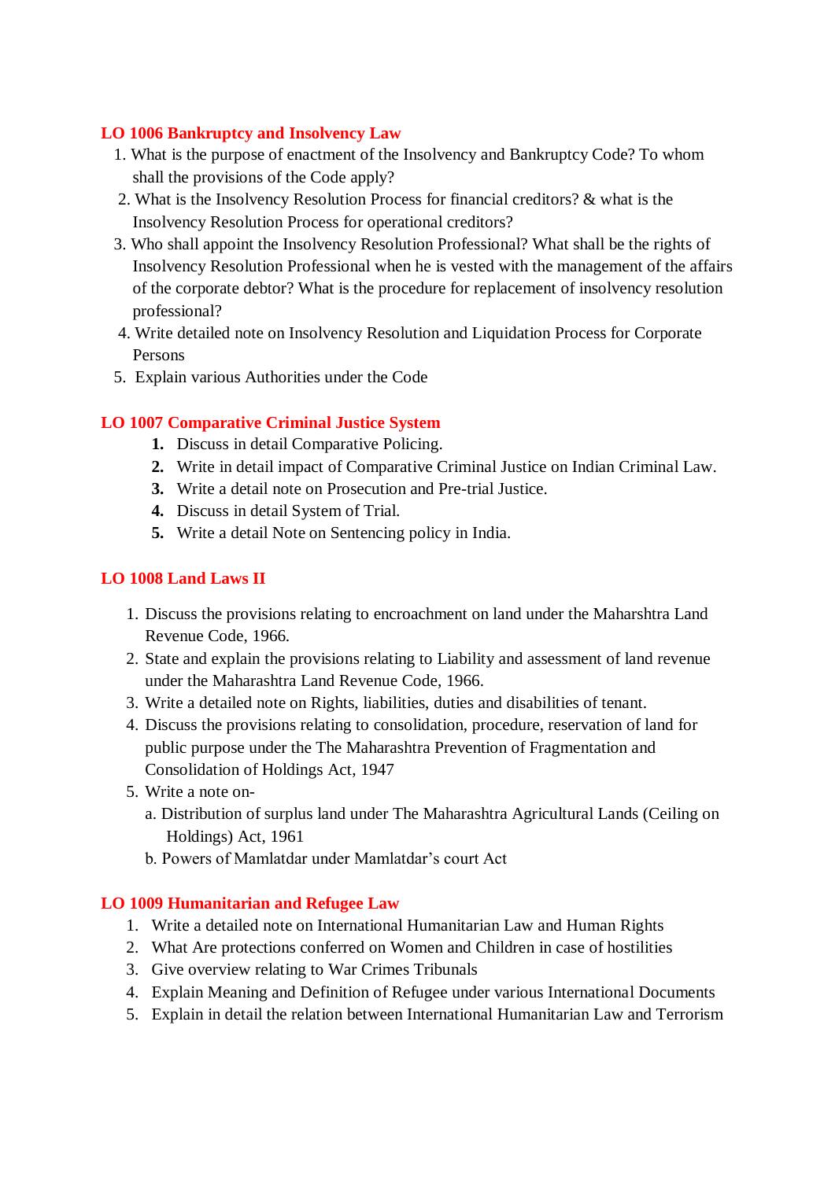## LO 1006 Bankruptcy and Insolvency Law

1. What is the purpose of enactment of the Insolvency and Bankruptcy Code? To whom shall the provisions of the Code apply?
2. What is the Insolvency Resolution Process for financial creditors? & what is the Insolvency Resolution Process for operational creditors?
3. Who shall appoint the Insolvency Resolution Professional? What shall be the rights of Insolvency Resolution Professional when he is vested with the management of the affairs of the corporate debtor? What is the procedure for replacement of insolvency resolution professional?
4. Write detailed note on Insolvency Resolution and Liquidation Process for Corporate Persons
5. Explain various Authorities under the Code

## LO 1007 Comparative Criminal Justice System

1. Discuss in detail Comparative Policing.
2. Write in detail impact of Comparative Criminal Justice on Indian Criminal Law.
3. Write a detail note on Prosecution and Pre-trial Justice.
4. Discuss in detail System of Trial.
5. Write a detail Note on Sentencing policy in India.

## LO 1008 Land Laws II

1. Discuss the provisions relating to encroachment on land under the Maharshtra Land Revenue Code, 1966.
2. State and explain the provisions relating to Liability and assessment of land revenue under the Maharashtra Land Revenue Code, 1966.
3. Write a detailed note on Rights, liabilities, duties and disabilities of tenant.
4. Discuss the provisions relating to consolidation, procedure, reservation of land for public purpose under the The Maharashtra Prevention of Fragmentation and Consolidation of Holdings Act, 1947
5. Write a note on-
   a. Distribution of surplus land under The Maharashtra Agricultural Lands (Ceiling on Holdings) Act, 1961
   b. Powers of Mamlatdar under Mamlatdar's court Act

## LO 1009 Humanitarian and Refugee Law

1. Write a detailed note on International Humanitarian Law and Human Rights
2. What Are protections conferred on Women and Children in case of hostilities
3. Give overview relating to War Crimes Tribunals
4. Explain Meaning and Definition of Refugee under various International Documents
5. Explain in detail the relation between International Humanitarian Law and Terrorism